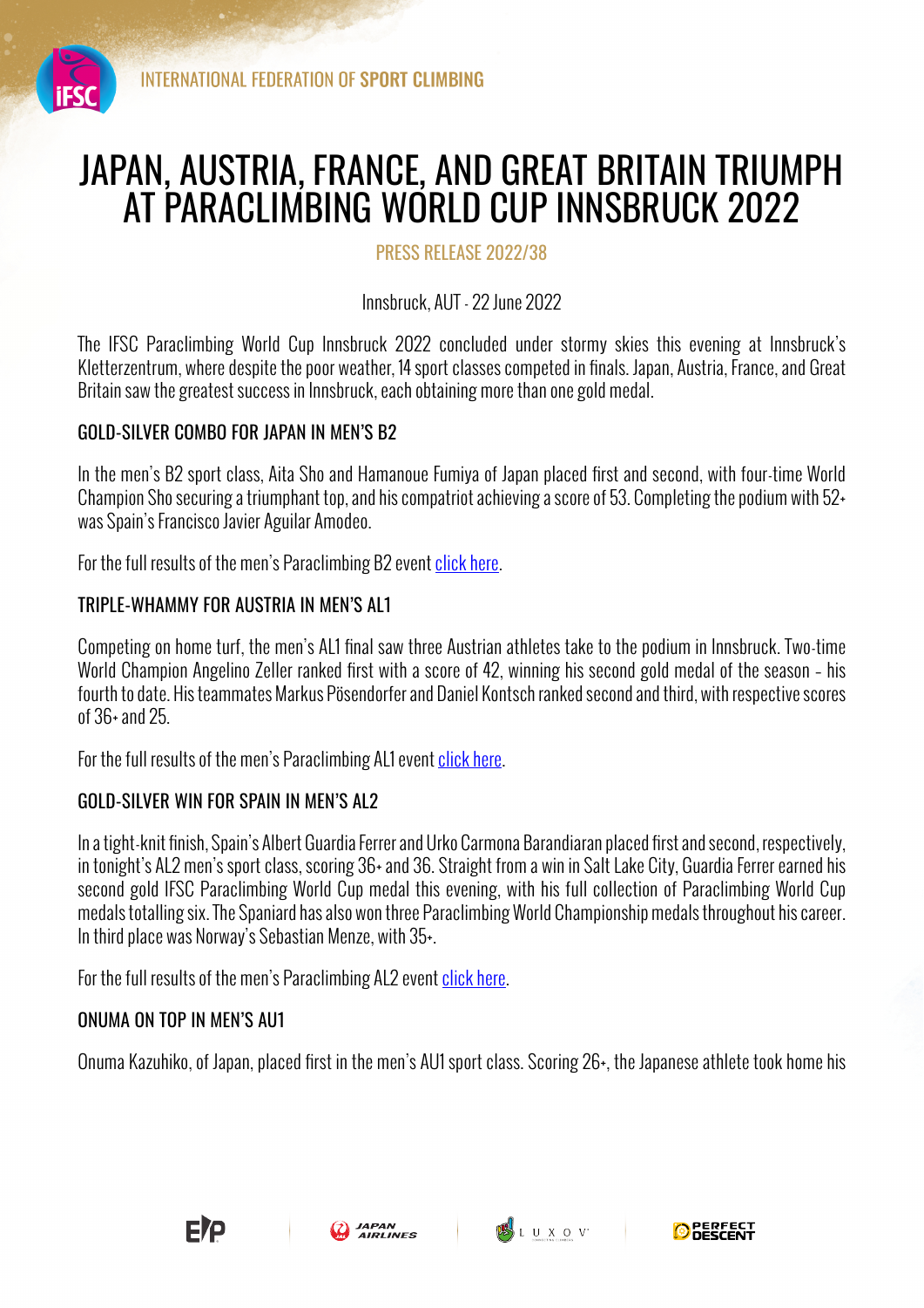INTERNATIONAL FEDERATION OF SPORT CLIMBING

# JAPAN, AUSTRIA, FRANCE, AND GREAT BRITAIN TRIUMPH AT PARACLIMBING WORLD CUP INNSBRUCK 2022

PRESS RELEASE 2022/38

Innsbruck, AUT - 22 June 2022

The IFSC Paraclimbing World Cup Innsbruck 2022 concluded under stormy skies this evening at Innsbruck's Kletterzentrum, where despite the poor weather, 14 sport classes competed in finals. Japan, Austria, France, and Great Britain saw the greatest success in Innsbruck, each obtaining more than one gold medal.

## GOLD-SILVER COMBO FOR JAPAN IN MEN'S B2

In the men's B2 sport class, Aita Sho and Hamanoue Fumiya of Japan placed first and second, with four-time World Champion Sho securing a triumphant top, and his compatriot achieving a score of 53. Completing the podium with 52+ was Spain's Francisco Javier Aguilar Amodeo.

For the full results of the men's Paraclimbing B2 event click here.

## TRIPLE-WHAMMY FOR AUSTRIA IN MEN'S AL1

Competing on home turf, the men's AL1 final saw three Austrian athletes take to the podium in Innsbruck. Two-time World Champion Angelino Zeller ranked first with a score of 42, winning his second gold medal of the season – his fourth to date. His teammates Markus Pösendorfer and Daniel Kontsch ranked second and third, with respective scores of 36+ and 25.

For the full results of the men's Paraclimbing AL1 event click here.

## GOLD-SILVER WIN FOR SPAIN IN MEN'S AL2

In a tight-knit finish, Spain's Albert Guardia Ferrer and Urko Carmona Barandiaran placed first and second, respectively, in tonight's AL2 men's sport class, scoring 36+ and 36. Straight from a win in Salt Lake City, Guardia Ferrer earned his second gold IFSC Paraclimbing World Cup medal this evening, with his full collection of Paraclimbing World Cup medals totalling six. The Spaniard has also won three Paraclimbing World Championship medals throughout his career. In third place was Norway's Sebastian Menze, with 35+.

For the full results of the men's Paraclimbing AL2 event click here.

## ONUMA ON TOP IN MEN'S AU1

Onuma Kazuhiko, of Japan, placed first in the men's AU1 sport class. Scoring 26+, the Japanese athlete took home his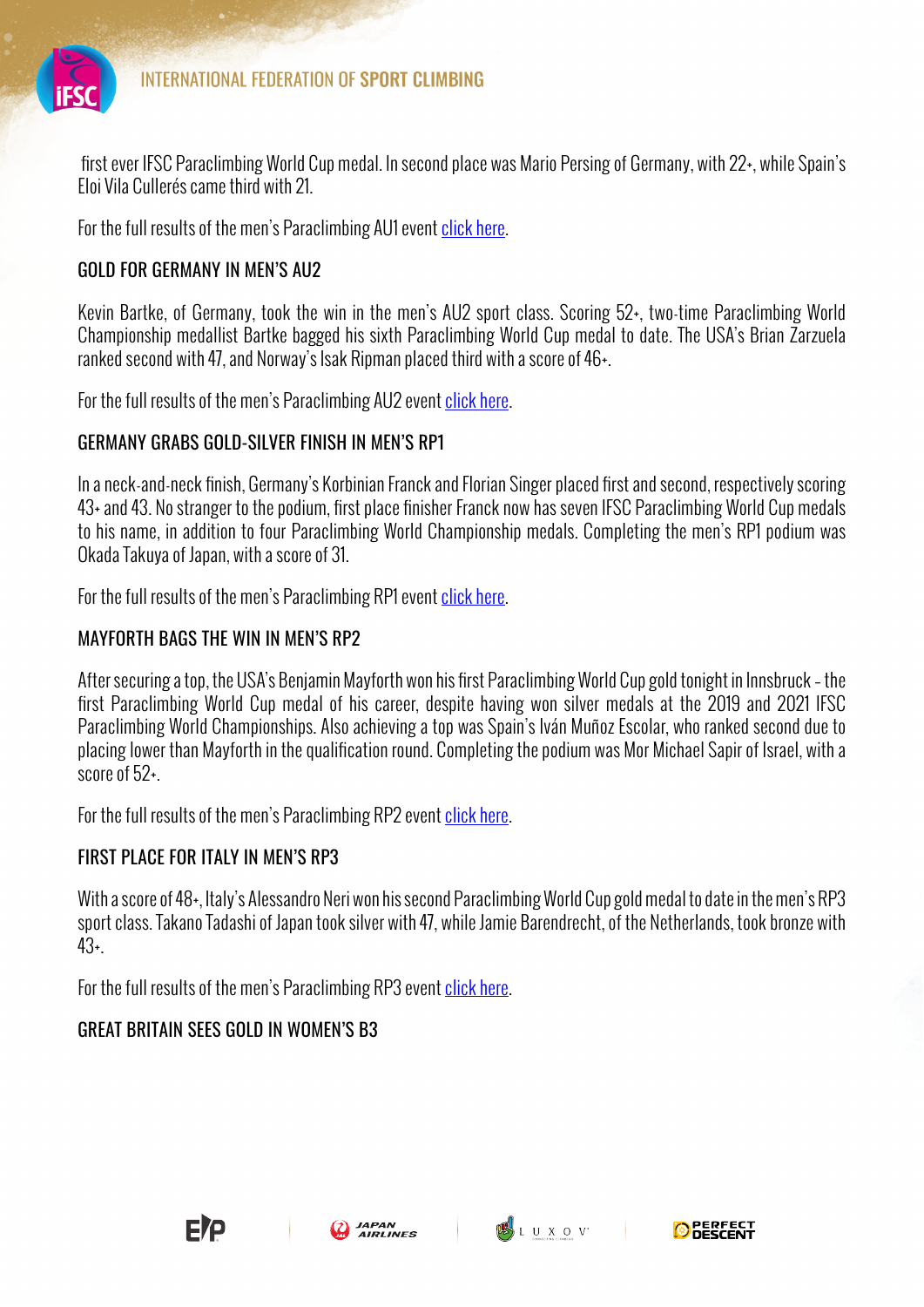first ever IFSC Paraclimbing World Cup medal. In second place was Mario Persing of Germany, with 22+, while Spain's Eloi Vila Cullerés came third with 21.

For the full results of the men's Paraclimbing AU1 event click here.

## GOLD FOR GERMANY IN MEN'S AU2

Kevin Bartke, of Germany, took the win in the men's AU2 sport class. Scoring 52+, two-time Paraclimbing World Championship medallist Bartke bagged his sixth Paraclimbing World Cup medal to date. The USA's Brian Zarzuela ranked second with 47, and Norway's Isak Ripman placed third with a score of 46+.

For the full results of the men's Paraclimbing AU2 event click here.

## GERMANY GRABS GOLD-SILVER FINISH IN MEN'S RP1

In a neck-and-neck finish, Germany's Korbinian Franck and Florian Singer placed first and second, respectively scoring 43+ and 43. No stranger to the podium, first place finisher Franck now has seven IFSC Paraclimbing World Cup medals to his name, in addition to four Paraclimbing World Championship medals. Completing the men's RP1 podium was Okada Takuya of Japan, with a score of 31.

For the full results of the men's Paraclimbing RP1 event click here.

## MAYFORTH BAGS THE WIN IN MEN'S RP2

After securing a top, the USA's Benjamin Mayforth won his first Paraclimbing World Cup gold tonight in Innsbruck - the first Paraclimbing World Cup medal of his career, despite having won silver medals at the 2019 and 2021 IFSC Paraclimbing World Championships. Also achieving a top was Spain's Iván Muñoz Escolar, who ranked second due to placing lower than Mayforth in the qualification round. Completing the podium was Mor Michael Sapir of Israel, with a score of 52+.

For the full results of the men's Paraclimbing RP2 event click here.

## FIRST PLACE FOR ITALY IN MEN'S RP3

With a score of 48+, Italy's Alessandro Neri won his second Paraclimbing World Cup gold medal to date in the men's RP3 sport class. Takano Tadashi of Japan took silver with 47, while Jamie Barendrecht, of the Netherlands, took bronze with 43+.

For the full results of the men's Paraclimbing RP3 event click here.

## GREAT BRITAIN SEES GOLD IN WOMEN'S B3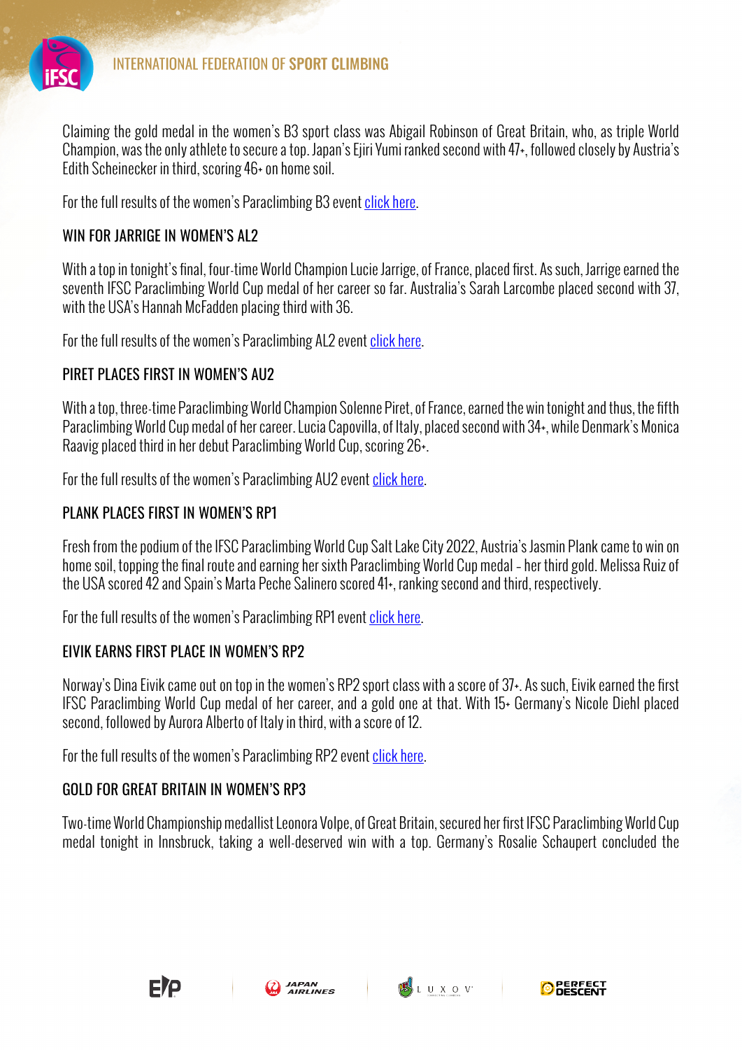Claiming the gold medal in the women's B3 sport class was Abigail Robinson of Great Britain, who, as triple World Champion, was the only athlete to secure a top. Japan's Ejiri Yumi ranked second with 47+, followed closely by Austria's Edith Scheinecker in third, scoring 46+ on home soil.

For the full results of the women's Paraclimbing B3 event [click here](#).

## WIN FOR JARRIGE IN WOMEN'S AL2

With a top in tonight's final, four-time World Champion Lucie Jarrige, of France, placed first. As such, Jarrige earned the seventh IFSC Paraclimbing World Cup medal of her career so far. Australia's Sarah Larcombe placed second with 37, with the USA's Hannah McFadden placing third with 36.

For the full results of the women's Paraclimbing AL2 event [click here](#).

## PIRET PLACES FIRST IN WOMEN'S AU2

With a top, three-time Paraclimbing World Champion Solenne Piret, of France, earned the win tonight and thus, the fifth Paraclimbing World Cup medal of her career. Lucia Capovilla, of Italy, placed second with 34+, while Denmark's Monica Raavig placed third in her debut Paraclimbing World Cup, scoring 26+.

For the full results of the women's Paraclimbing AU2 event [click here](#).

## PLANK PLACES FIRST IN WOMEN'S RP1

Fresh from the podium of the IFSC Paraclimbing World Cup Salt Lake City 2022, Austria's Jasmin Plank came to win on home soil, topping the final route and earning her sixth Paraclimbing World Cup medal – her third gold. Melissa Ruiz of the USA scored 42 and Spain's Marta Peche Salinero scored 41+, ranking second and third, respectively.

For the full results of the women's Paraclimbing RP1 event [click here](#).

## EIVIK EARNS FIRST PLACE IN WOMEN'S RP2

Norway's Dina Eivik came out on top in the women's RP2 sport class with a score of 37+. As such, Eivik earned the first IFSC Paraclimbing World Cup medal of her career, and a gold one at that. With 15+ Germany's Nicole Diehl placed second, followed by Aurora Alberto of Italy in third, with a score of 12.

For the full results of the women's Paraclimbing RP2 event [click here](#).

## GOLD FOR GREAT BRITAIN IN WOMEN'S RP3

Two-time World Championship medallist Leonora Volpe, of Great Britain, secured her first IFSC Paraclimbing World Cup medal tonight in Innsbruck, taking a well-deserved win with a top. Germany's Rosalie Schaupert concluded the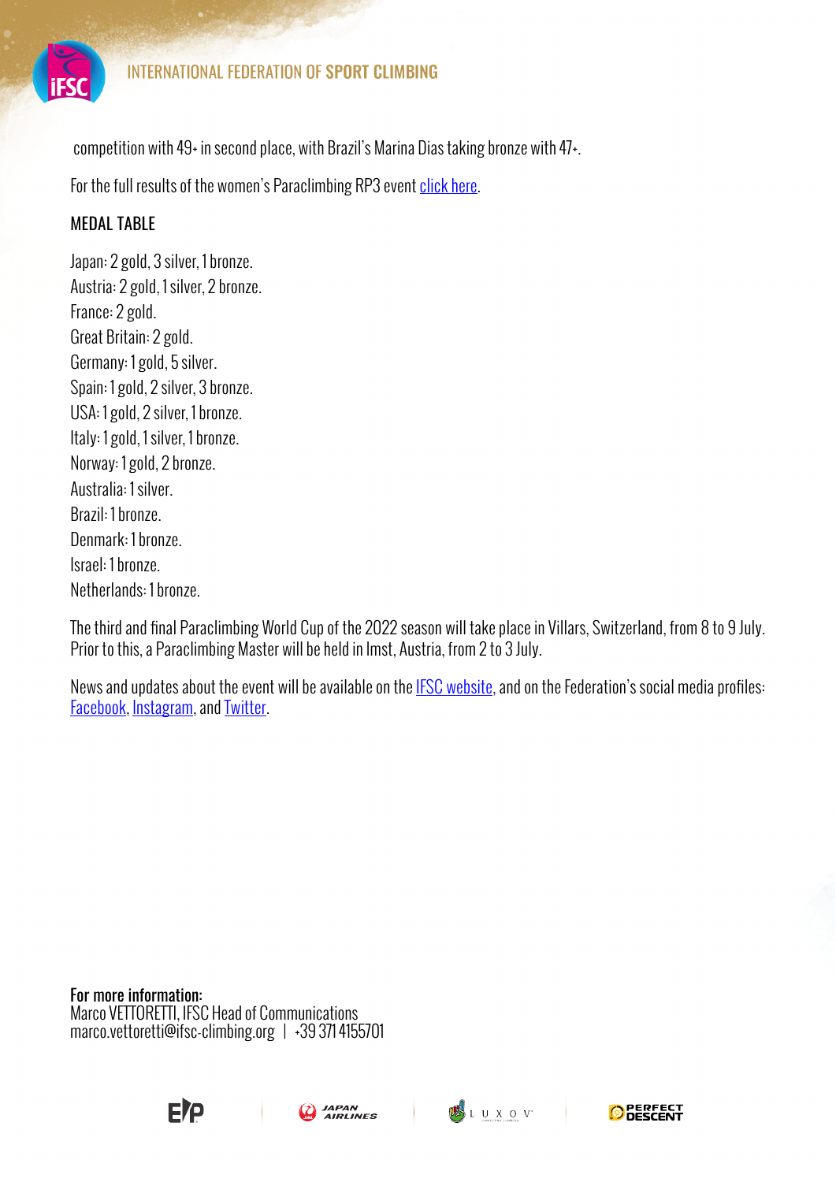competition with 49+ in second place, with Brazil's Marina Dias taking bronze with 47+.

For the full results of the women's Paraclimbing RP3 event click here.

## MEDAL TABLE

Japan: 2 gold, 3 silver, 1 bronze.
Austria: 2 gold, 1 silver, 2 bronze.
France: 2 gold.
Great Britain: 2 gold.
Germany: 1 gold, 5 silver.
Spain: 1 gold, 2 silver, 3 bronze.
USA: 1 gold, 2 silver, 1 bronze.
Italy: 1 gold, 1 silver, 1 bronze.
Norway: 1 gold, 2 bronze.
Australia: 1 silver.
Brazil: 1 bronze.
Denmark: 1 bronze.
Israel: 1 bronze.
Netherlands: 1 bronze.

The third and final Paraclimbing World Cup of the 2022 season will take place in Villars, Switzerland, from 8 to 9 July. Prior to this, a Paraclimbing Master will be held in Imst, Austria, from 2 to 3 July.

News and updates about the event will be available on the IFSC website, and on the Federation's social media profiles: Facebook, Instagram, and Twitter.

**For more information:**
Marco VETTORETTI, IFSC Head of Communications
marco.vettoretti@ifsc-climbing.org | +39 371 4155701